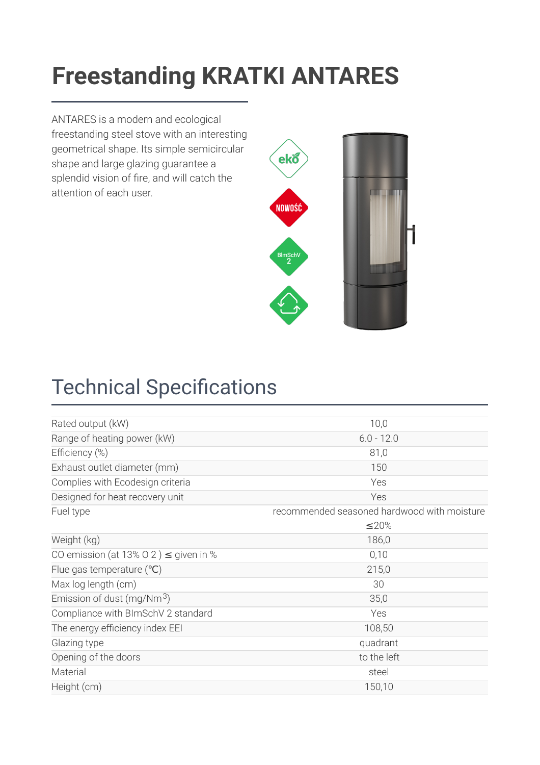# Freestanding KRATKI ANTARES

ANTARES is a modern and ecological freestanding steel stove with an interesting geometrical shape. Its simple semicircular shape and large glazing guarantee a splendid vision of fire, and will catch the attention of each user.

eko

NOWOŚĆ

BImSchV 2

## Technical Specifications

| | |
|---|---|
| Rated output (kW) | 10,0 |
| Range of heating power (kW) | 6.0 - 12.0 |
| Efficiency (%) | 81,0 |
| Exhaust outlet diameter (mm) | 150 |
| Complies with Ecodesign criteria | Yes |
| Designed for heat recovery unit | Yes |
| Fuel type | recommended seasoned hardwood with moisture ≤20% |
| Weight (kg) | 186,0 |
| CO emission (at 13% $O_2$) ≤ given in % | 0,10 |
| Flue gas temperature (℃) | 215,0 |
| Max log length (cm) | 30 |
| Emission of dust (mg/$Nm^3$) | 35,0 |
| Compliance with BImSchV 2 standard | Yes |
| The energy efficiency index EEI | 108,50 |
| Glazing type | quadrant |
| Opening of the doors | to the left |
| Material | steel |
| Height (cm) | 150,10 |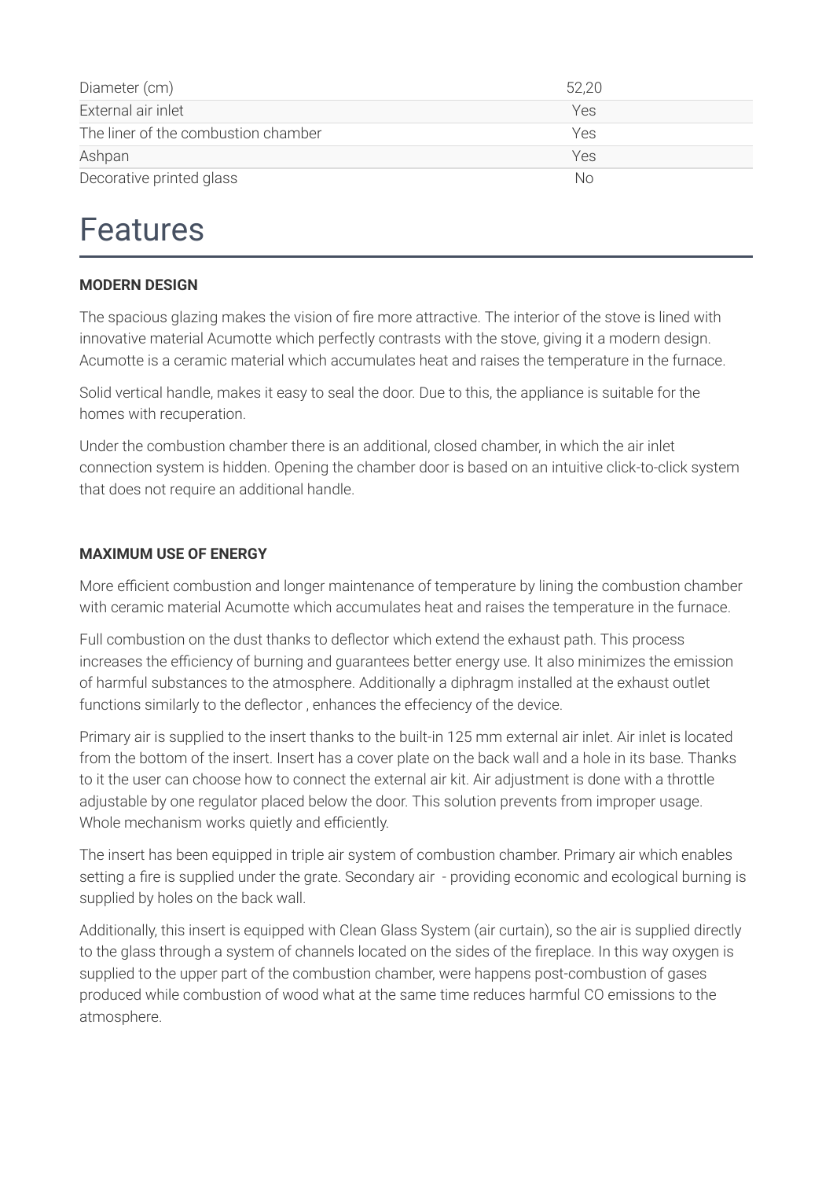| Diameter (cm) | 52,20 |
| --- | --- |
| External air inlet | Yes |
| The liner of the combustion chamber | Yes |
| Ashpan | Yes |
| Decorative printed glass | No |

# Features

**MODERN DESIGN**

The spacious glazing makes the vision of fire more attractive. The interior of the stove is lined with innovative material Acumotte which perfectly contrasts with the stove, giving it a modern design. Acumotte is a ceramic material which accumulates heat and raises the temperature in the furnace.

Solid vertical handle, makes it easy to seal the door. Due to this, the appliance is suitable for the homes with recuperation.

Under the combustion chamber there is an additional, closed chamber, in which the air inlet connection system is hidden. Opening the chamber door is based on an intuitive click-to-click system that does not require an additional handle.

**MAXIMUM USE OF ENERGY**

More efficient combustion and longer maintenance of temperature by lining the combustion chamber with ceramic material Acumotte which accumulates heat and raises the temperature in the furnace.

Full combustion on the dust thanks to deflector which extend the exhaust path. This process increases the efficiency of burning and guarantees better energy use. It also minimizes the emission of harmful substances to the atmosphere. Additionally a diphragm installed at the exhaust outlet functions similarly to the deflector , enhances the effeciency of the device.

Primary air is supplied to the insert thanks to the built-in 125 mm external air inlet. Air inlet is located from the bottom of the insert. Insert has a cover plate on the back wall and a hole in its base. Thanks to it the user can choose how to connect the external air kit. Air adjustment is done with a throttle adjustable by one regulator placed below the door. This solution prevents from improper usage. Whole mechanism works quietly and efficiently.

The insert has been equipped in triple air system of combustion chamber. Primary air which enables setting a fire is supplied under the grate. Secondary air - providing economic and ecological burning is supplied by holes on the back wall.

Additionally, this insert is equipped with Clean Glass System (air curtain), so the air is supplied directly to the glass through a system of channels located on the sides of the fireplace. In this way oxygen is supplied to the upper part of the combustion chamber, were happens post-combustion of gases produced while combustion of wood what at the same time reduces harmful CO emissions to the atmosphere.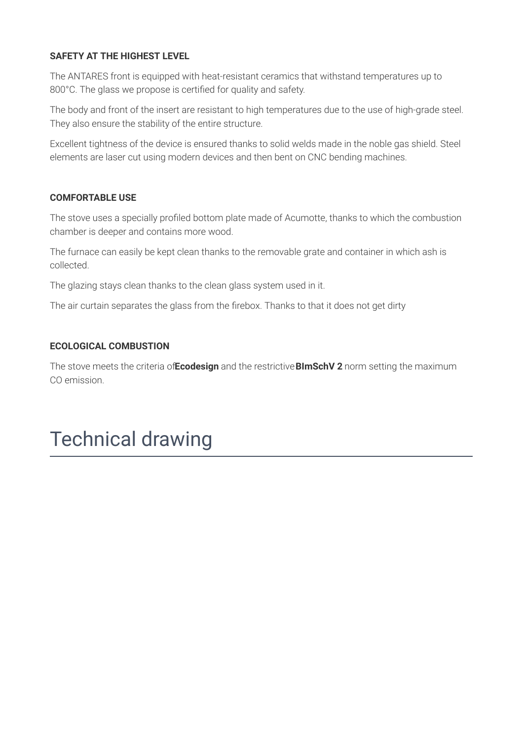#### SAFETY AT THE HIGHEST LEVEL

The ANTARES front is equipped with heat-resistant ceramics that withstand temperatures up to 800°C. The glass we propose is certified for quality and safety.

The body and front of the insert are resistant to high temperatures due to the use of high-grade steel. They also ensure the stability of the entire structure.

Excellent tightness of the device is ensured thanks to solid welds made in the noble gas shield. Steel elements are laser cut using modern devices and then bent on CNC bending machines.

#### COMFORTABLE USE

The stove uses a specially profiled bottom plate made of Acumotte, thanks to which the combustion chamber is deeper and contains more wood.

The furnace can easily be kept clean thanks to the removable grate and container in which ash is collected.

The glazing stays clean thanks to the clean glass system used in it.

The air curtain separates the glass from the firebox. Thanks to that it does not get dirty

#### ECOLOGICAL COMBUSTION

The stove meets the criteria of **Ecodesign** and the restrictive **BImSchV 2** norm setting the maximum CO emission.

# Technical drawing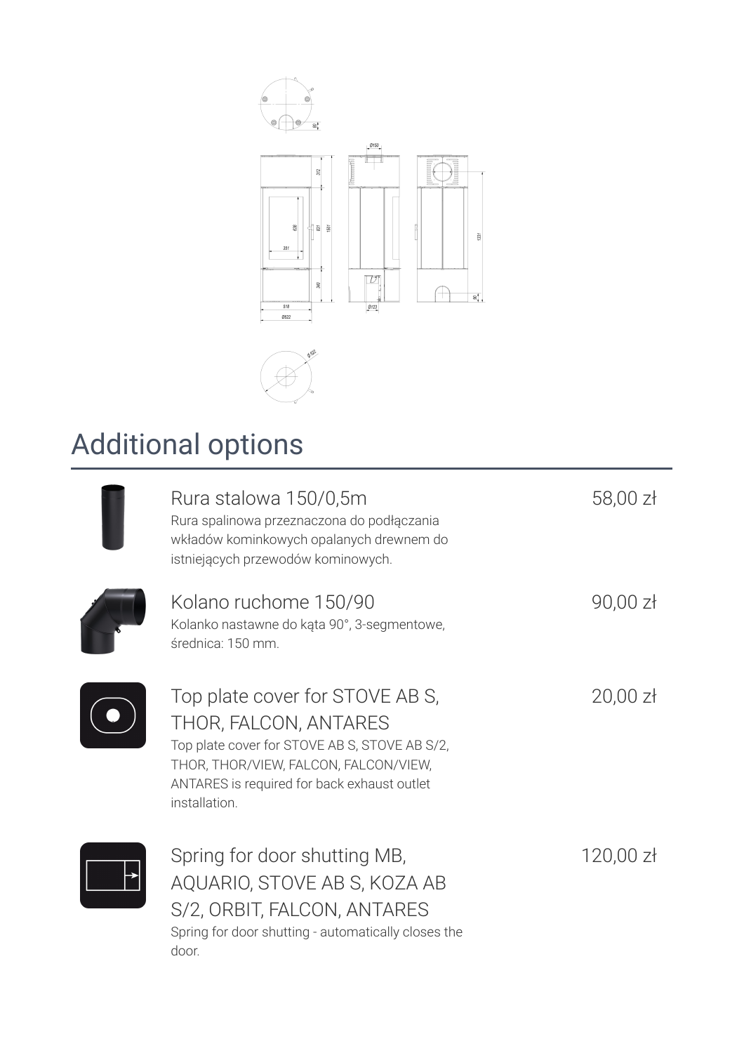## Additional options

| Item | Price |
| --- | --- |
| **Rura stalowa 150/0,5m**<br>Rura spalinowa przeznaczona do podłączania wkładów kominkowych opalanych drewnem do istniejących przewodów kominowych. | 58,00 zł |
| **Kolano ruchome 150/90**<br>Kolanko nastawne do kąta 90°, 3-segmentowe, średnica: 150 mm. | 90,00 zł |
| **Top plate cover for STOVE AB S, THOR, FALCON, ANTARES**<br>Top plate cover for STOVE AB S, STOVE AB S/2, THOR, THOR/VIEW, FALCON, FALCON/VIEW, ANTARES is required for back exhaust outlet installation. | 20,00 zł |
| **Spring for door shutting MB, AQUARIO, STOVE AB S, KOZA AB S/2, ORBIT, FALCON, ANTARES**<br>Spring for door shutting - automatically closes the door. | 120,00 zł |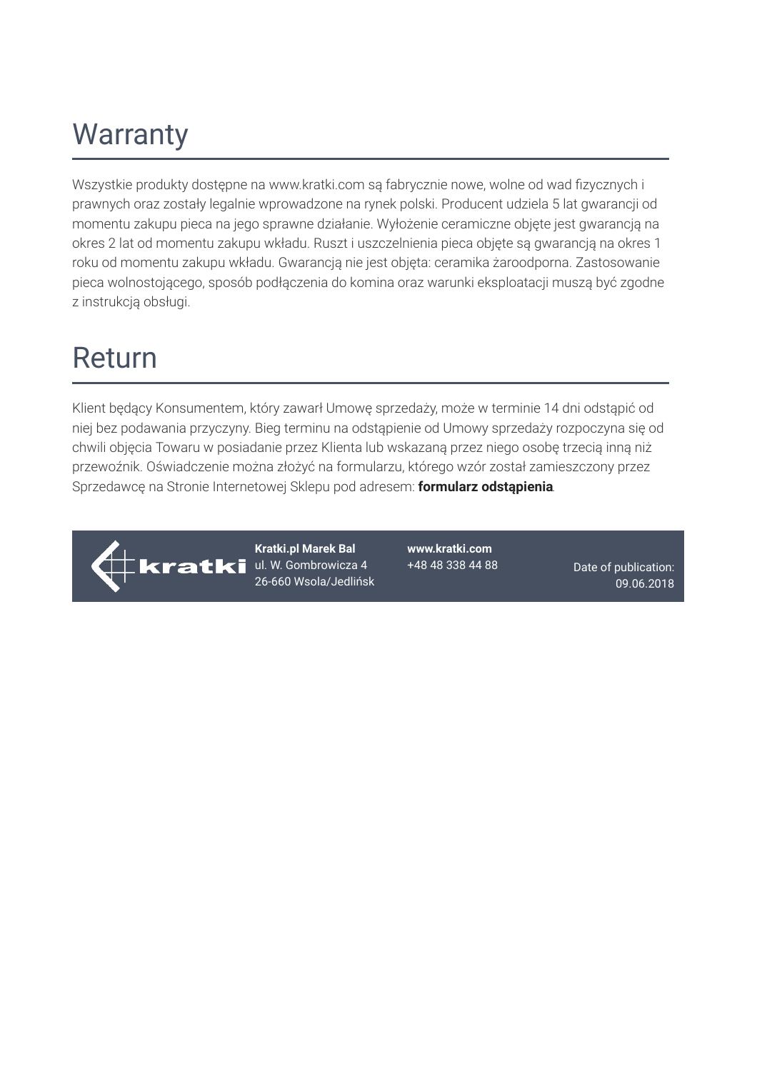# Warranty

Wszystkie produkty dostępne na www.kratki.com są fabrycznie nowe, wolne od wad fizycznych i prawnych oraz zostały legalnie wprowadzone na rynek polski. Producent udziela 5 lat gwarancji od momentu zakupu pieca na jego sprawne działanie. Wyłożenie ceramiczne objęte jest gwarancją na okres 2 lat od momentu zakupu wkładu. Ruszt i uszczelnienia pieca objęte są gwarancją na okres 1 roku od momentu zakupu wkładu. Gwarancją nie jest objęta: ceramika żaroodporna. Zastosowanie pieca wolnostojącego, sposób podłączenia do komina oraz warunki eksploatacji muszą być zgodne z instrukcją obsługi.

# Return

Klient będący Konsumentem, który zawarł Umowę sprzedaży, może w terminie 14 dni odstąpić od niej bez podawania przyczyny. Bieg terminu na odstąpienie od Umowy sprzedaży rozpoczyna się od chwili objęcia Towaru w posiadanie przez Klienta lub wskazaną przez niego osobę trzecią inną niż przewoźnik. Oświadczenie można złożyć na formularzu, którego wzór został zamieszczony przez Sprzedawcę na Stronie Internetowej Sklepu pod adresem: **formularz odstąpienia**.

kratki

**Kratki.pl Marek Bal**
ul. W. Gombrowicza 4
26-660 Wsola/Jedlińsk

**www.kratki.com**
+48 48 338 44 88

Date of publication:
09.06.2018